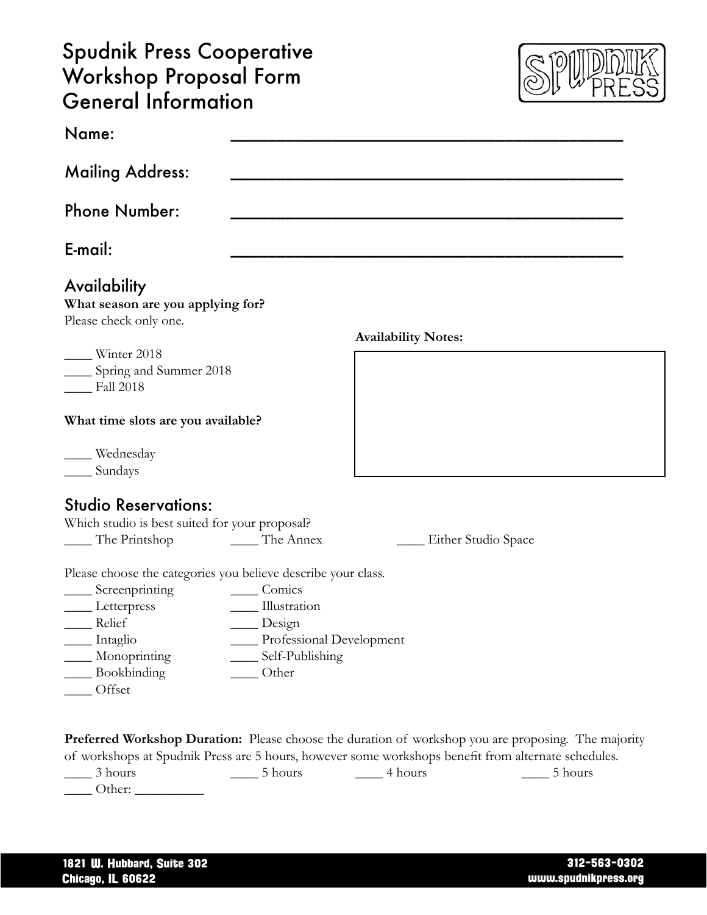# Spudnik Press Cooperative Workshop Proposal Form General Information

Name: ________________________________________

Mailing Address: ________________________________________

Phone Number: ________________________________________

E-mail: ________________________________________

## Availability

**What season are you applying for?**
Please check only one.

____ Winter 2018
____ Spring and Summer 2018
____ Fall 2018

**What time slots are you available?**

____ Wednesday
____ Sundays

**Availability Notes:**

## Studio Reservations:

Which studio is best suited for your proposal?

____ The Printshop ____ The Annex ____ Either Studio Space

Please choose the categories you believe describe your class.

____ Screenprinting ____ Comics
____ Letterpress ____ Illustration
____ Relief ____ Design
____ Intaglio ____ Professional Development
____ Monoprinting ____ Self-Publishing
____ Bookbinding ____ Other
____ Offset

**Preferred Workshop Duration:** Please choose the duration of workshop you are proposing. The majority of workshops at Spudnik Press are 5 hours, however some workshops benefit from alternate schedules.

____ 3 hours ____ 5 hours ____ 4 hours ____ 5 hours
____ Other: __________

1821 W. Hubbard, Suite 302
Chicago, IL 60622

312-563-0302
www.spudnikpress.org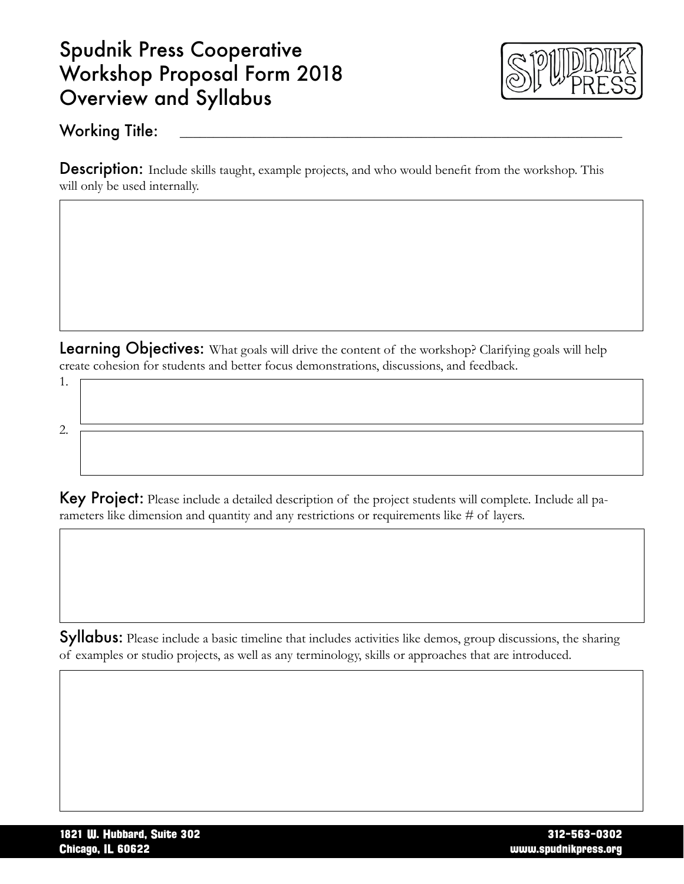# Spudnik Press Cooperative Workshop Proposal Form 2018 Overview and Syllabus

SPUDNIK PRESS

Working Title: ____________________________________________________________

**Description:** Include skills taught, example projects, and who would benefit from the workshop. This will only be used internally.

**Learning Objectives:** What goals will drive the content of the workshop? Clarifying goals will help create cohesion for students and better focus demonstrations, discussions, and feedback.

1.

2.

**Key Project:** Please include a detailed description of the project students will complete. Include all parameters like dimension and quantity and any restrictions or requirements like # of layers.

**Syllabus:** Please include a basic timeline that includes activities like demos, group discussions, the sharing of examples or studio projects, as well as any terminology, skills or approaches that are introduced.

1821 W. Hubbard, Suite 302
Chicago, IL 60622

312-563-0302
www.spudnikpress.org